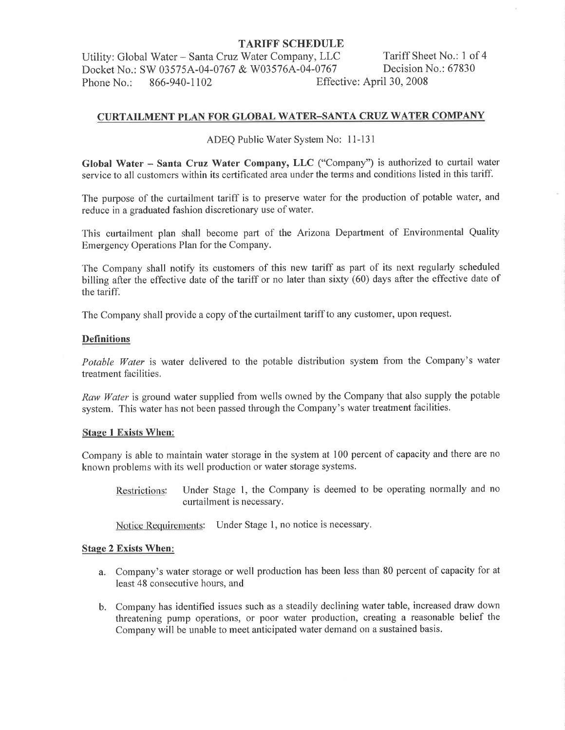**TARIFF SCHEDULE**

Utility: Global Water – Santa Cruz Water Company, LLC Tariff Sheet No.: 1 of 4
Docket No.: SW 03575A-04-0767 & W03576A-04-0767 Decision No.: 67830
Phone No.: 866-940-1102 Effective: April 30, 2008

## CURTAILMENT PLAN FOR GLOBAL WATER–SANTA CRUZ WATER COMPANY

ADEQ Public Water System No: 11-131

**Global Water – Santa Cruz Water Company, LLC** ("Company") is authorized to curtail water service to all customers within its certificated area under the terms and conditions listed in this tariff.

The purpose of the curtailment tariff is to preserve water for the production of potable water, and reduce in a graduated fashion discretionary use of water.

This curtailment plan shall become part of the Arizona Department of Environmental Quality Emergency Operations Plan for the Company.

The Company shall notify its customers of this new tariff as part of its next regularly scheduled billing after the effective date of the tariff or no later than sixty (60) days after the effective date of the tariff.

The Company shall provide a copy of the curtailment tariff to any customer, upon request.

### Definitions

*Potable Water* is water delivered to the potable distribution system from the Company's water treatment facilities.

*Raw Water* is ground water supplied from wells owned by the Company that also supply the potable system. This water has not been passed through the Company's water treatment facilities.

### Stage 1 Exists When:

Company is able to maintain water storage in the system at 100 percent of capacity and there are no known problems with its well production or water storage systems.

Restrictions: Under Stage 1, the Company is deemed to be operating normally and no curtailment is necessary.

Notice Requirements: Under Stage 1, no notice is necessary.

### Stage 2 Exists When:

a. Company's water storage or well production has been less than 80 percent of capacity for at least 48 consecutive hours, and

b. Company has identified issues such as a steadily declining water table, increased draw down threatening pump operations, or poor water production, creating a reasonable belief the Company will be unable to meet anticipated water demand on a sustained basis.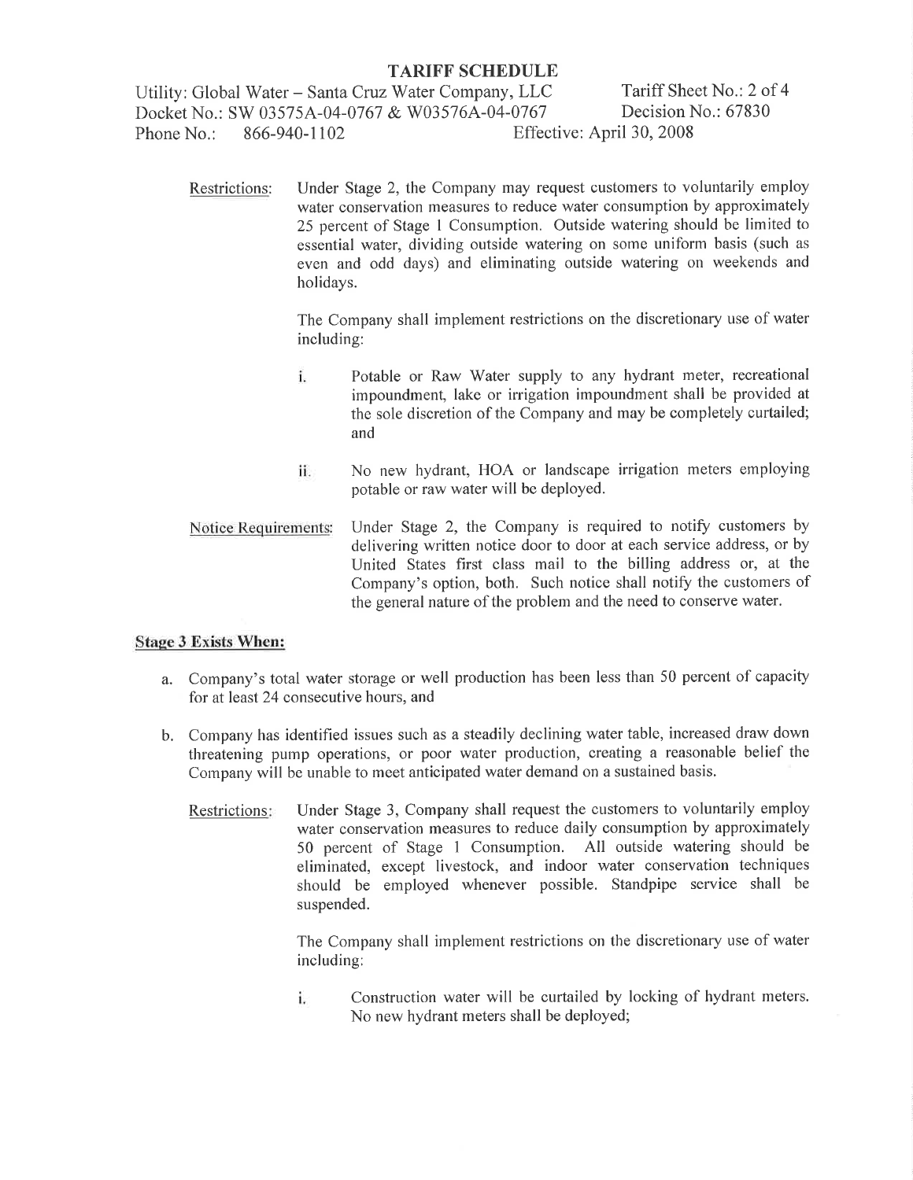**TARIFF SCHEDULE**

Utility: Global Water – Santa Cruz Water Company, LLC
Docket No.: SW 03575A-04-0767 & W03576A-04-0767
Phone No.: 866-940-1102

Tariff Sheet No.: 2 of 4
Decision No.: 67830
Effective: April 30, 2008

Restrictions: Under Stage 2, the Company may request customers to voluntarily employ water conservation measures to reduce water consumption by approximately 25 percent of Stage 1 Consumption. Outside watering should be limited to essential water, dividing outside watering on some uniform basis (such as even and odd days) and eliminating outside watering on weekends and holidays.

The Company shall implement restrictions on the discretionary use of water including:

i. Potable or Raw Water supply to any hydrant meter, recreational impoundment, lake or irrigation impoundment shall be provided at the sole discretion of the Company and may be completely curtailed; and

ii. No new hydrant, HOA or landscape irrigation meters employing potable or raw water will be deployed.

Notice Requirements: Under Stage 2, the Company is required to notify customers by delivering written notice door to door at each service address, or by United States first class mail to the billing address or, at the Company's option, both. Such notice shall notify the customers of the general nature of the problem and the need to conserve water.

**Stage 3 Exists When:**

a. Company's total water storage or well production has been less than 50 percent of capacity for at least 24 consecutive hours, and

b. Company has identified issues such as a steadily declining water table, increased draw down threatening pump operations, or poor water production, creating a reasonable belief the Company will be unable to meet anticipated water demand on a sustained basis.

Restrictions: Under Stage 3, Company shall request the customers to voluntarily employ water conservation measures to reduce daily consumption by approximately 50 percent of Stage 1 Consumption. All outside watering should be eliminated, except livestock, and indoor water conservation techniques should be employed whenever possible. Standpipe service shall be suspended.

The Company shall implement restrictions on the discretionary use of water including:

i. Construction water will be curtailed by locking of hydrant meters. No new hydrant meters shall be deployed;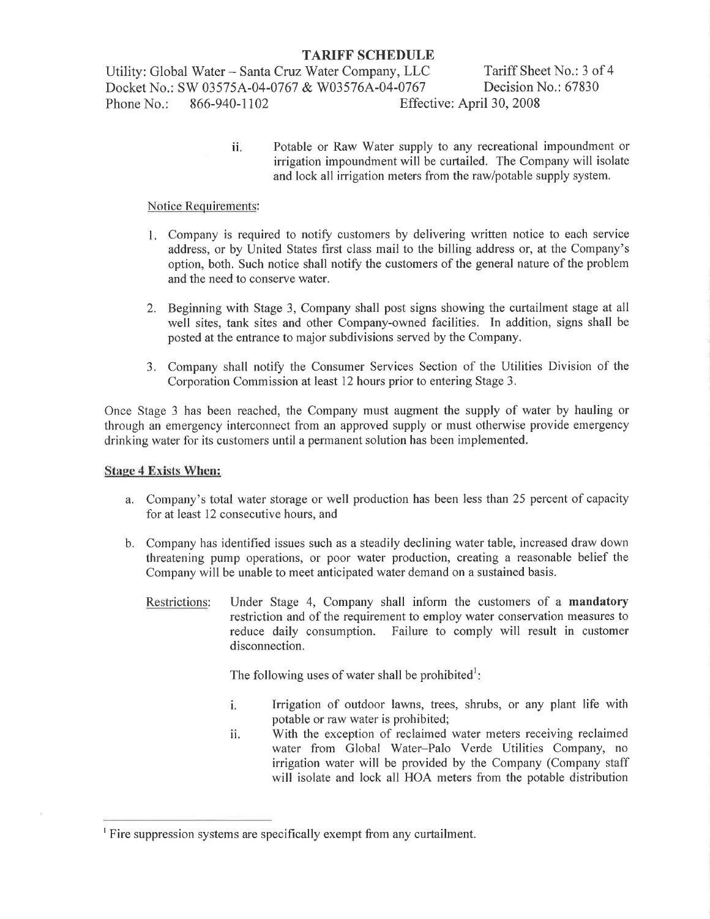ii. Potable or Raw Water supply to any recreational impoundment or irrigation impoundment will be curtailed. The Company will isolate and lock all irrigation meters from the raw/potable supply system.

Notice Requirements:

1. Company is required to notify customers by delivering written notice to each service address, or by United States first class mail to the billing address or, at the Company's option, both. Such notice shall notify the customers of the general nature of the problem and the need to conserve water.

2. Beginning with Stage 3, Company shall post signs showing the curtailment stage at all well sites, tank sites and other Company-owned facilities. In addition, signs shall be posted at the entrance to major subdivisions served by the Company.

3. Company shall notify the Consumer Services Section of the Utilities Division of the Corporation Commission at least 12 hours prior to entering Stage 3.

Once Stage 3 has been reached, the Company must augment the supply of water by hauling or through an emergency interconnect from an approved supply or must otherwise provide emergency drinking water for its customers until a permanent solution has been implemented.

**Stage 4 Exists When:**

a. Company's total water storage or well production has been less than 25 percent of capacity for at least 12 consecutive hours, and

b. Company has identified issues such as a steadily declining water table, increased draw down threatening pump operations, or poor water production, creating a reasonable belief the Company will be unable to meet anticipated water demand on a sustained basis.

Restrictions: Under Stage 4, Company shall inform the customers of a **mandatory** restriction and of the requirement to employ water conservation measures to reduce daily consumption. Failure to comply will result in customer disconnection.

The following uses of water shall be prohibited[1]:

i. Irrigation of outdoor lawns, trees, shrubs, or any plant life with potable or raw water is prohibited;

ii. With the exception of reclaimed water meters receiving reclaimed water from Global Water–Palo Verde Utilities Company, no irrigation water will be provided by the Company (Company staff will isolate and lock all HOA meters from the potable distribution

[1] Fire suppression systems are specifically exempt from any curtailment.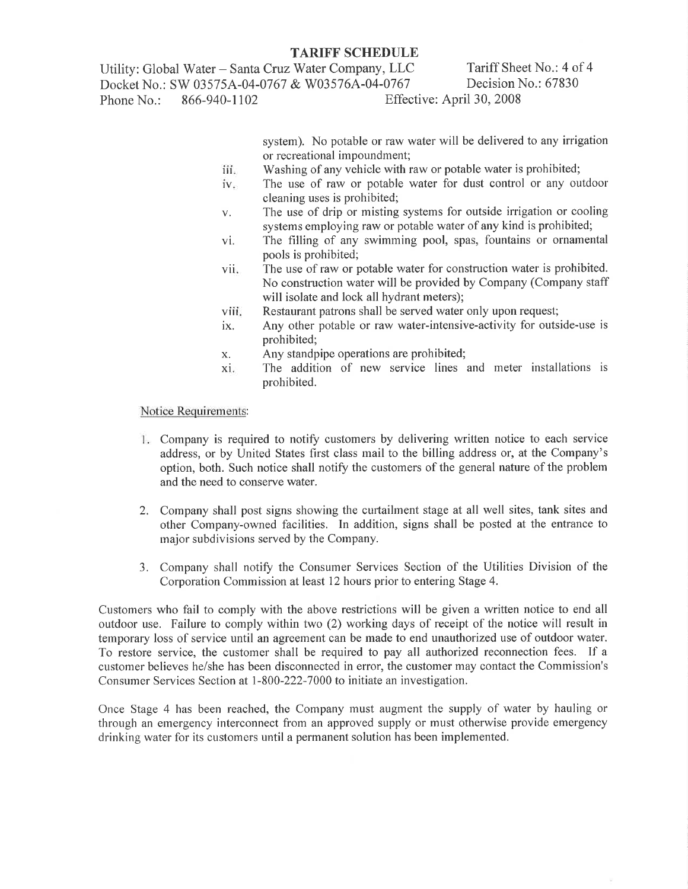**TARIFF SCHEDULE**

Utility: Global Water – Santa Cruz Water Company, LLC    Tariff Sheet No.: 4 of 4
Docket No.: SW 03575A-04-0767 & W03576A-04-0767    Decision No.: 67830
Phone No.: 866-940-1102    Effective: April 30, 2008

system). No potable or raw water will be delivered to any irrigation or recreational impoundment;

iii. Washing of any vehicle with raw or potable water is prohibited;
iv. The use of raw or potable water for dust control or any outdoor cleaning uses is prohibited;
v. The use of drip or misting systems for outside irrigation or cooling systems employing raw or potable water of any kind is prohibited;
vi. The filling of any swimming pool, spas, fountains or ornamental pools is prohibited;
vii. The use of raw or potable water for construction water is prohibited. No construction water will be provided by Company (Company staff will isolate and lock all hydrant meters);
viii. Restaurant patrons shall be served water only upon request;
ix. Any other potable or raw water-intensive-activity for outside-use is prohibited;
x. Any standpipe operations are prohibited;
xi. The addition of new service lines and meter installations is prohibited.

Notice Requirements:

1. Company is required to notify customers by delivering written notice to each service address, or by United States first class mail to the billing address or, at the Company's option, both. Such notice shall notify the customers of the general nature of the problem and the need to conserve water.

2. Company shall post signs showing the curtailment stage at all well sites, tank sites and other Company-owned facilities. In addition, signs shall be posted at the entrance to major subdivisions served by the Company.

3. Company shall notify the Consumer Services Section of the Utilities Division of the Corporation Commission at least 12 hours prior to entering Stage 4.

Customers who fail to comply with the above restrictions will be given a written notice to end all outdoor use. Failure to comply within two (2) working days of receipt of the notice will result in temporary loss of service until an agreement can be made to end unauthorized use of outdoor water. To restore service, the customer shall be required to pay all authorized reconnection fees. If a customer believes he/she has been disconnected in error, the customer may contact the Commission's Consumer Services Section at 1-800-222-7000 to initiate an investigation.

Once Stage 4 has been reached, the Company must augment the supply of water by hauling or through an emergency interconnect from an approved supply or must otherwise provide emergency drinking water for its customers until a permanent solution has been implemented.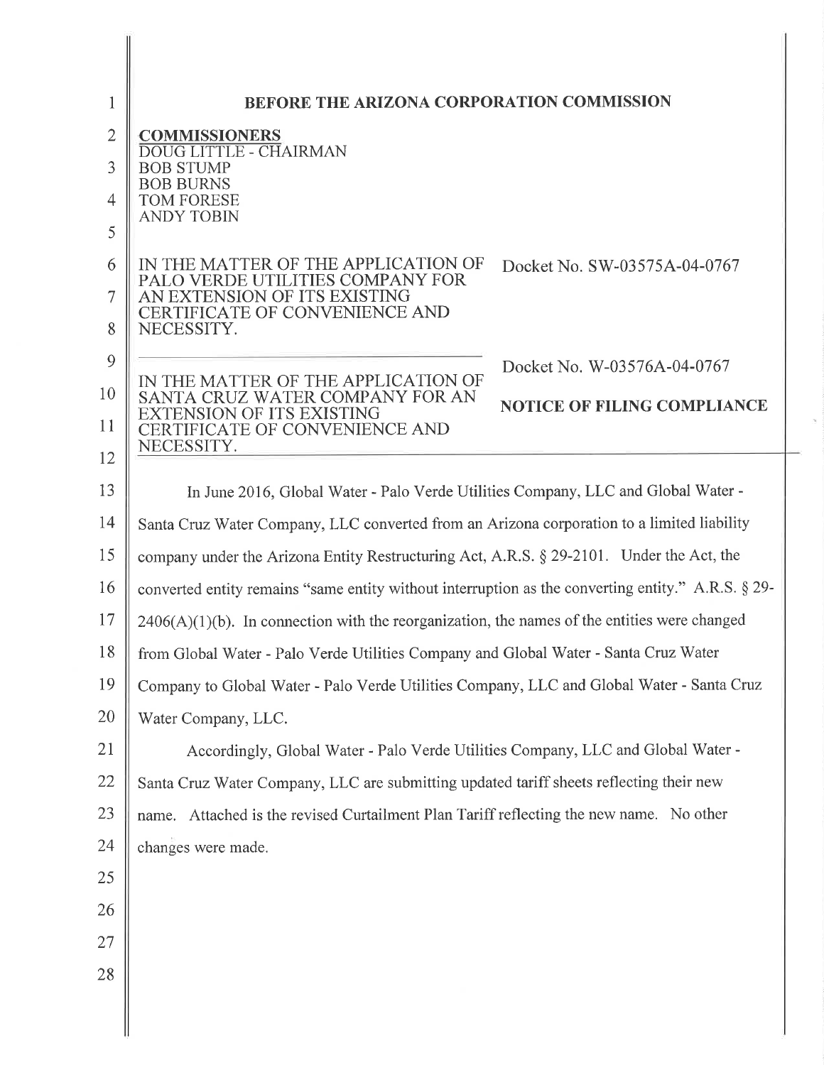**BEFORE THE ARIZONA CORPORATION COMMISSION**

**COMMISSIONERS**
DOUG LITTLE - CHAIRMAN
BOB STUMP
BOB BURNS
TOM FORESE
ANDY TOBIN

IN THE MATTER OF THE APPLICATION OF PALO VERDE UTILITIES COMPANY FOR AN EXTENSION OF ITS EXISTING CERTIFICATE OF CONVENIENCE AND NECESSITY.

Docket No. SW-03575A-04-0767

IN THE MATTER OF THE APPLICATION OF SANTA CRUZ WATER COMPANY FOR AN EXTENSION OF ITS EXISTING CERTIFICATE OF CONVENIENCE AND NECESSITY.

Docket No. W-03576A-04-0767

**NOTICE OF FILING COMPLIANCE**

In June 2016, Global Water - Palo Verde Utilities Company, LLC and Global Water - Santa Cruz Water Company, LLC converted from an Arizona corporation to a limited liability company under the Arizona Entity Restructuring Act, A.R.S. § 29-2101. Under the Act, the converted entity remains "same entity without interruption as the converting entity." A.R.S. § 29-2406(A)(1)(b). In connection with the reorganization, the names of the entities were changed from Global Water - Palo Verde Utilities Company and Global Water - Santa Cruz Water Company to Global Water - Palo Verde Utilities Company, LLC and Global Water - Santa Cruz Water Company, LLC.

Accordingly, Global Water - Palo Verde Utilities Company, LLC and Global Water - Santa Cruz Water Company, LLC are submitting updated tariff sheets reflecting their new name. Attached is the revised Curtailment Plan Tariff reflecting the new name. No other changes were made.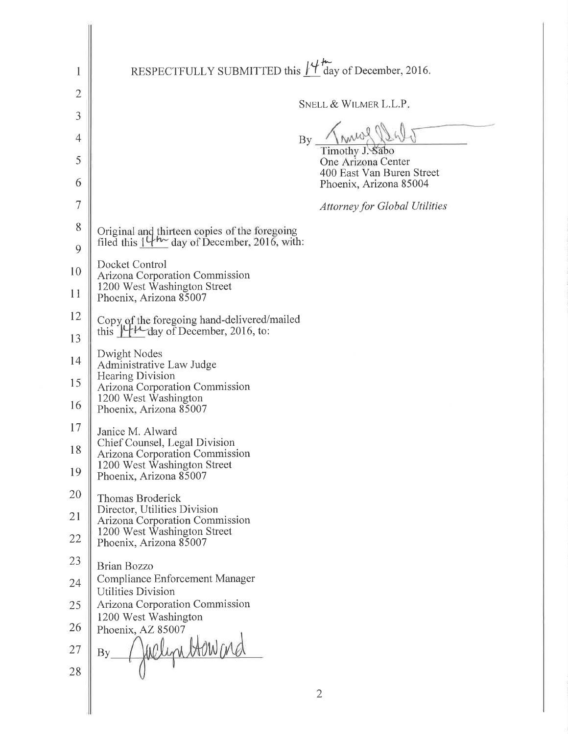RESPECTFULLY SUBMITTED this 14th day of December, 2016.

SNELL & WILMER L.L.P.

By ______________________

Timothy J. Sabo
One Arizona Center
400 East Van Buren Street
Phoenix, Arizona 85004

*Attorney for Global Utilities*

Original and thirteen copies of the foregoing filed this 14th day of December, 2016, with:

Docket Control
Arizona Corporation Commission
1200 West Washington Street
Phoenix, Arizona 85007

Copy of the foregoing hand-delivered/mailed this 14th day of December, 2016, to:

Dwight Nodes
Administrative Law Judge
Hearing Division
Arizona Corporation Commission
1200 West Washington
Phoenix, Arizona 85007

Janice M. Alward
Chief Counsel, Legal Division
Arizona Corporation Commission
1200 West Washington Street
Phoenix, Arizona 85007

Thomas Broderick
Director, Utilities Division
Arizona Corporation Commission
1200 West Washington Street
Phoenix, Arizona 85007

Brian Bozzo
Compliance Enforcement Manager
Utilities Division
Arizona Corporation Commission
1200 West Washington
Phoenix, AZ 85007

By Jaclyn Howard